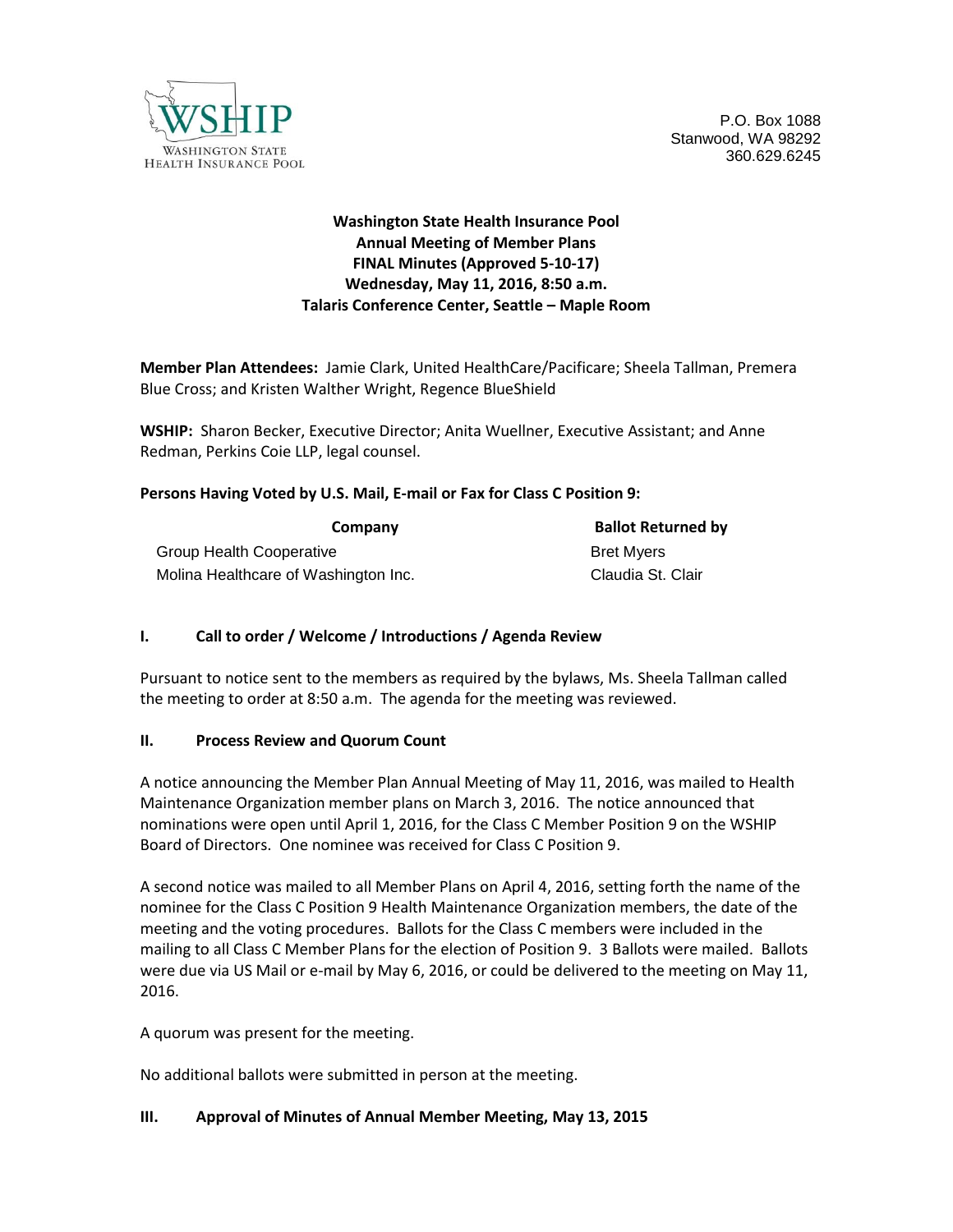WSHIP
WASHINGTON STATE
HEALTH INSURANCE POOL

P.O. Box 1088
Stanwood, WA 98292
360.629.6245

**Washington State Health Insurance Pool**
**Annual Meeting of Member Plans**
**FINAL Minutes (Approved 5-10-17)**
**Wednesday, May 11, 2016, 8:50 a.m.**
**Talaris Conference Center, Seattle – Maple Room**

**Member Plan Attendees:** Jamie Clark, United HealthCare/Pacificare; Sheela Tallman, Premera Blue Cross; and Kristen Walther Wright, Regence BlueShield

**WSHIP:** Sharon Becker, Executive Director; Anita Wuellner, Executive Assistant; and Anne Redman, Perkins Coie LLP, legal counsel.

**Persons Having Voted by U.S. Mail, E-mail or Fax for Class C Position 9:**

| Company | Ballot Returned by |
| --- | --- |
| Group Health Cooperative | Bret Myers |
| Molina Healthcare of Washington Inc. | Claudia St. Clair |

## I. Call to order / Welcome / Introductions / Agenda Review

Pursuant to notice sent to the members as required by the bylaws, Ms. Sheela Tallman called the meeting to order at 8:50 a.m. The agenda for the meeting was reviewed.

## II. Process Review and Quorum Count

A notice announcing the Member Plan Annual Meeting of May 11, 2016, was mailed to Health Maintenance Organization member plans on March 3, 2016. The notice announced that nominations were open until April 1, 2016, for the Class C Member Position 9 on the WSHIP Board of Directors. One nominee was received for Class C Position 9.

A second notice was mailed to all Member Plans on April 4, 2016, setting forth the name of the nominee for the Class C Position 9 Health Maintenance Organization members, the date of the meeting and the voting procedures. Ballots for the Class C members were included in the mailing to all Class C Member Plans for the election of Position 9. 3 Ballots were mailed. Ballots were due via US Mail or e-mail by May 6, 2016, or could be delivered to the meeting on May 11, 2016.

A quorum was present for the meeting.

No additional ballots were submitted in person at the meeting.

## III. Approval of Minutes of Annual Member Meeting, May 13, 2015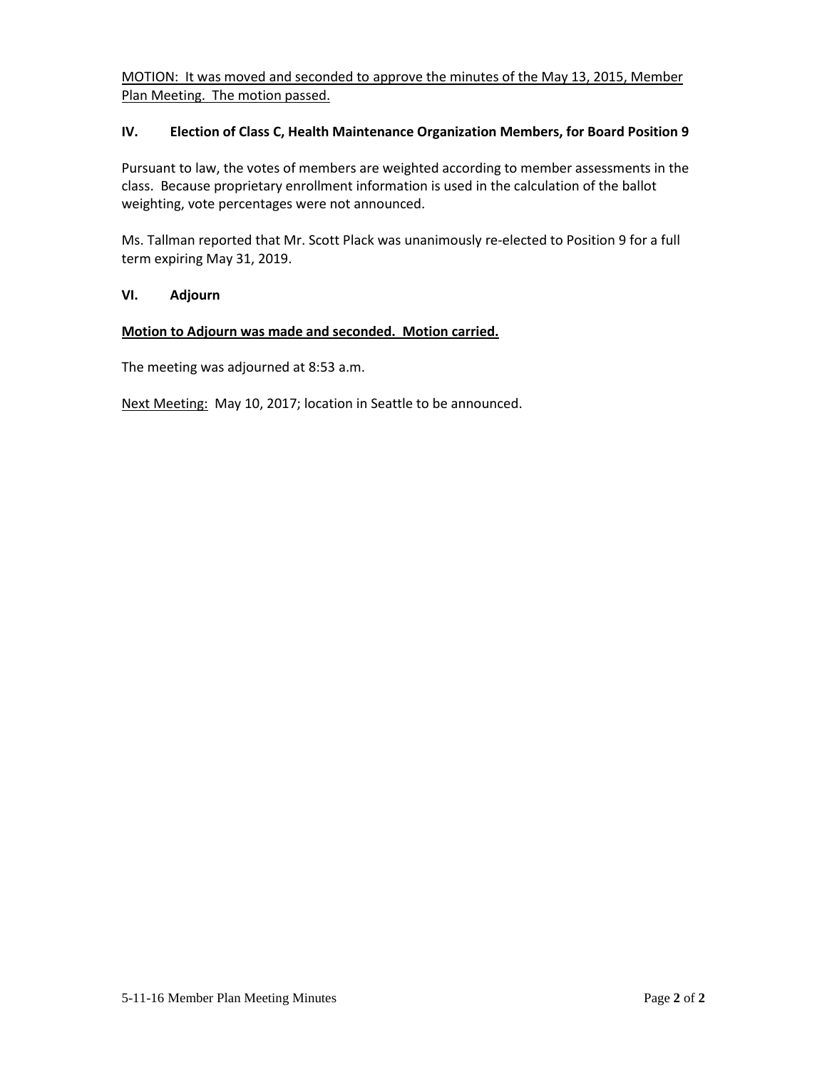MOTION: It was moved and seconded to approve the minutes of the May 13, 2015, Member Plan Meeting. The motion passed.

## IV. Election of Class C, Health Maintenance Organization Members, for Board Position 9

Pursuant to law, the votes of members are weighted according to member assessments in the class. Because proprietary enrollment information is used in the calculation of the ballot weighting, vote percentages were not announced.

Ms. Tallman reported that Mr. Scott Plack was unanimously re-elected to Position 9 for a full term expiring May 31, 2019.

## VI. Adjourn

**Motion to Adjourn was made and seconded. Motion carried.**

The meeting was adjourned at 8:53 a.m.

Next Meeting: May 10, 2017; location in Seattle to be announced.